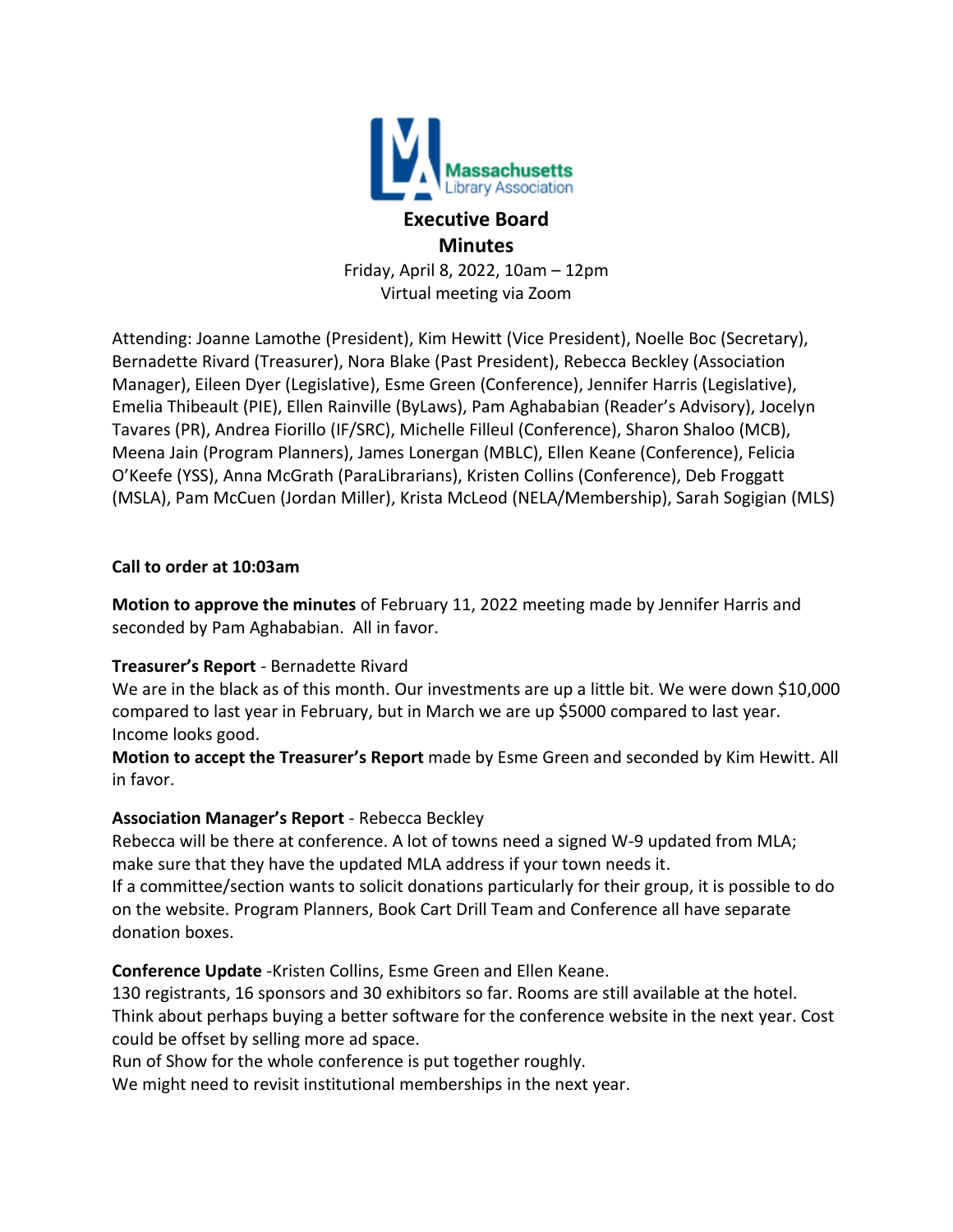Massachusetts Library Association

# Executive Board Minutes

Friday, April 8, 2022, 10am – 12pm
Virtual meeting via Zoom

Attending: Joanne Lamothe (President), Kim Hewitt (Vice President), Noelle Boc (Secretary), Bernadette Rivard (Treasurer), Nora Blake (Past President), Rebecca Beckley (Association Manager), Eileen Dyer (Legislative), Esme Green (Conference), Jennifer Harris (Legislative), Emelia Thibeault (PIE), Ellen Rainville (ByLaws), Pam Aghababian (Reader's Advisory), Jocelyn Tavares (PR), Andrea Fiorillo (IF/SRC), Michelle Filleul (Conference), Sharon Shaloo (MCB), Meena Jain (Program Planners), James Lonergan (MBLC), Ellen Keane (Conference), Felicia O'Keefe (YSS), Anna McGrath (ParaLibrarians), Kristen Collins (Conference), Deb Froggatt (MSLA), Pam McCuen (Jordan Miller), Krista McLeod (NELA/Membership), Sarah Sogigian (MLS)

**Call to order at 10:03am**

**Motion to approve the minutes** of February 11, 2022 meeting made by Jennifer Harris and seconded by Pam Aghababian. All in favor.

**Treasurer's Report** - Bernadette Rivard

We are in the black as of this month. Our investments are up a little bit. We were down $10,000 compared to last year in February, but in March we are up $5000 compared to last year. Income looks good.

**Motion to accept the Treasurer's Report** made by Esme Green and seconded by Kim Hewitt. All in favor.

**Association Manager's Report** - Rebecca Beckley

Rebecca will be there at conference. A lot of towns need a signed W-9 updated from MLA; make sure that they have the updated MLA address if your town needs it.

If a committee/section wants to solicit donations particularly for their group, it is possible to do on the website. Program Planners, Book Cart Drill Team and Conference all have separate donation boxes.

**Conference Update** -Kristen Collins, Esme Green and Ellen Keane.

130 registrants, 16 sponsors and 30 exhibitors so far. Rooms are still available at the hotel. Think about perhaps buying a better software for the conference website in the next year. Cost could be offset by selling more ad space.

Run of Show for the whole conference is put together roughly.

We might need to revisit institutional memberships in the next year.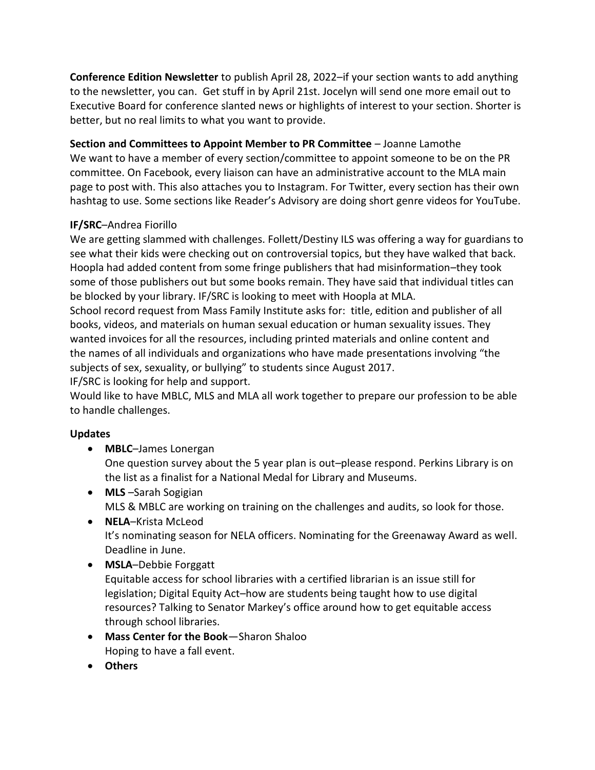**Conference Edition Newsletter** to publish April 28, 2022–if your section wants to add anything to the newsletter, you can. Get stuff in by April 21st. Jocelyn will send one more email out to Executive Board for conference slanted news or highlights of interest to your section. Shorter is better, but no real limits to what you want to provide.

**Section and Committees to Appoint Member to PR Committee** – Joanne Lamothe
We want to have a member of every section/committee to appoint someone to be on the PR committee. On Facebook, every liaison can have an administrative account to the MLA main page to post with. This also attaches you to Instagram. For Twitter, every section has their own hashtag to use. Some sections like Reader's Advisory are doing short genre videos for YouTube.

**IF/SRC**–Andrea Fiorillo
We are getting slammed with challenges. Follett/Destiny ILS was offering a way for guardians to see what their kids were checking out on controversial topics, but they have walked that back. Hoopla had added content from some fringe publishers that had misinformation–they took some of those publishers out but some books remain. They have said that individual titles can be blocked by your library. IF/SRC is looking to meet with Hoopla at MLA.
School record request from Mass Family Institute asks for: title, edition and publisher of all books, videos, and materials on human sexual education or human sexuality issues. They wanted invoices for all the resources, including printed materials and online content and the names of all individuals and organizations who have made presentations involving "the subjects of sex, sexuality, or bullying" to students since August 2017.
IF/SRC is looking for help and support.
Would like to have MBLC, MLS and MLA all work together to prepare our profession to be able to handle challenges.

**Updates**

- **MBLC**–James Lonergan
  One question survey about the 5 year plan is out–please respond. Perkins Library is on the list as a finalist for a National Medal for Library and Museums.
- **MLS** –Sarah Sogigian
  MLS & MBLC are working on training on the challenges and audits, so look for those.
- **NELA**–Krista McLeod
  It's nominating season for NELA officers. Nominating for the Greenaway Award as well. Deadline in June.
- **MSLA**–Debbie Forggatt
  Equitable access for school libraries with a certified librarian is an issue still for legislation; Digital Equity Act–how are students being taught how to use digital resources? Talking to Senator Markey's office around how to get equitable access through school libraries.
- **Mass Center for the Book**—Sharon Shaloo
  Hoping to have a fall event.
- **Others**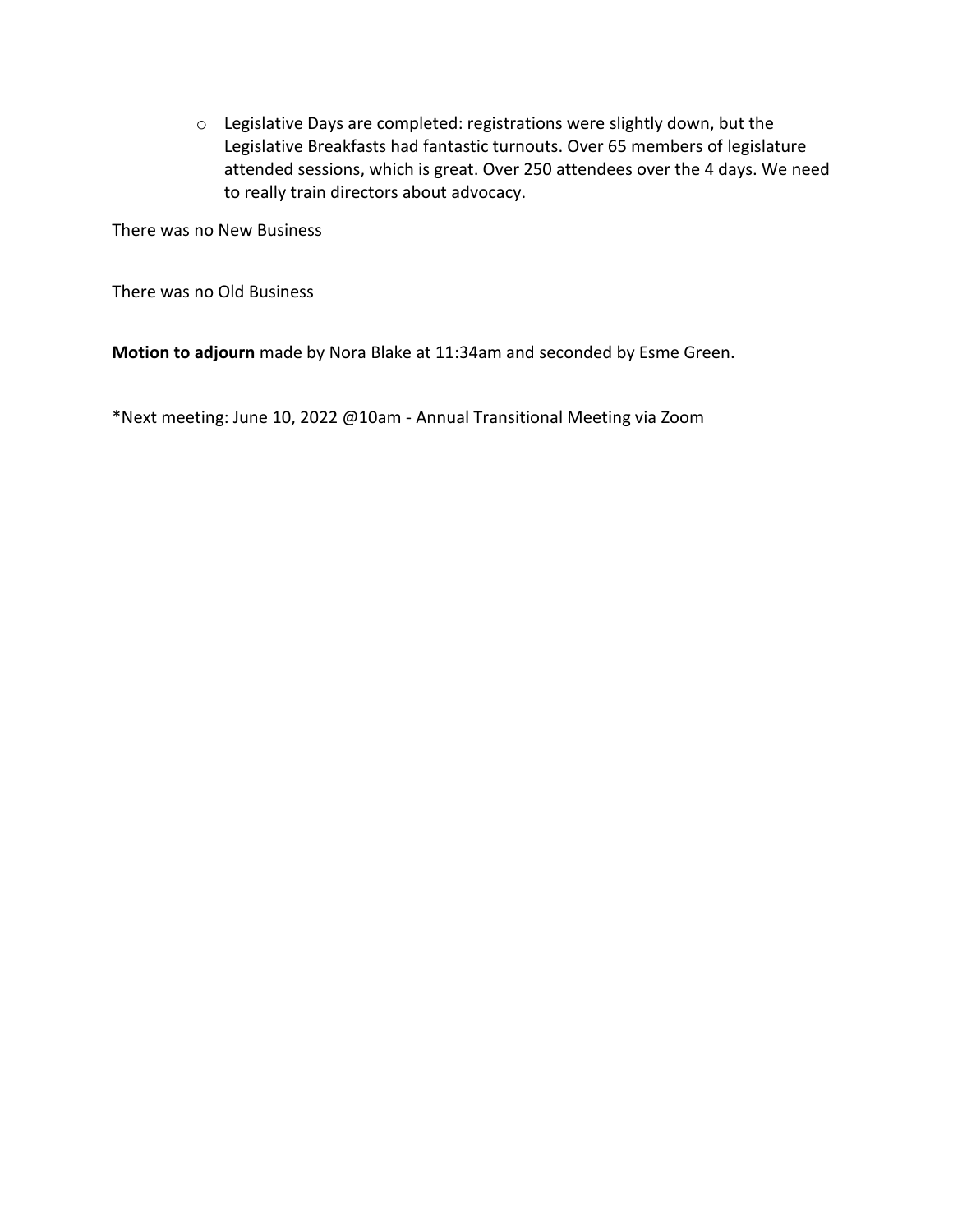- Legislative Days are completed: registrations were slightly down, but the Legislative Breakfasts had fantastic turnouts. Over 65 members of legislature attended sessions, which is great. Over 250 attendees over the 4 days. We need to really train directors about advocacy.

There was no New Business

There was no Old Business

**Motion to adjourn** made by Nora Blake at 11:34am and seconded by Esme Green.

*Next meeting: June 10, 2022 @10am - Annual Transitional Meeting via Zoom